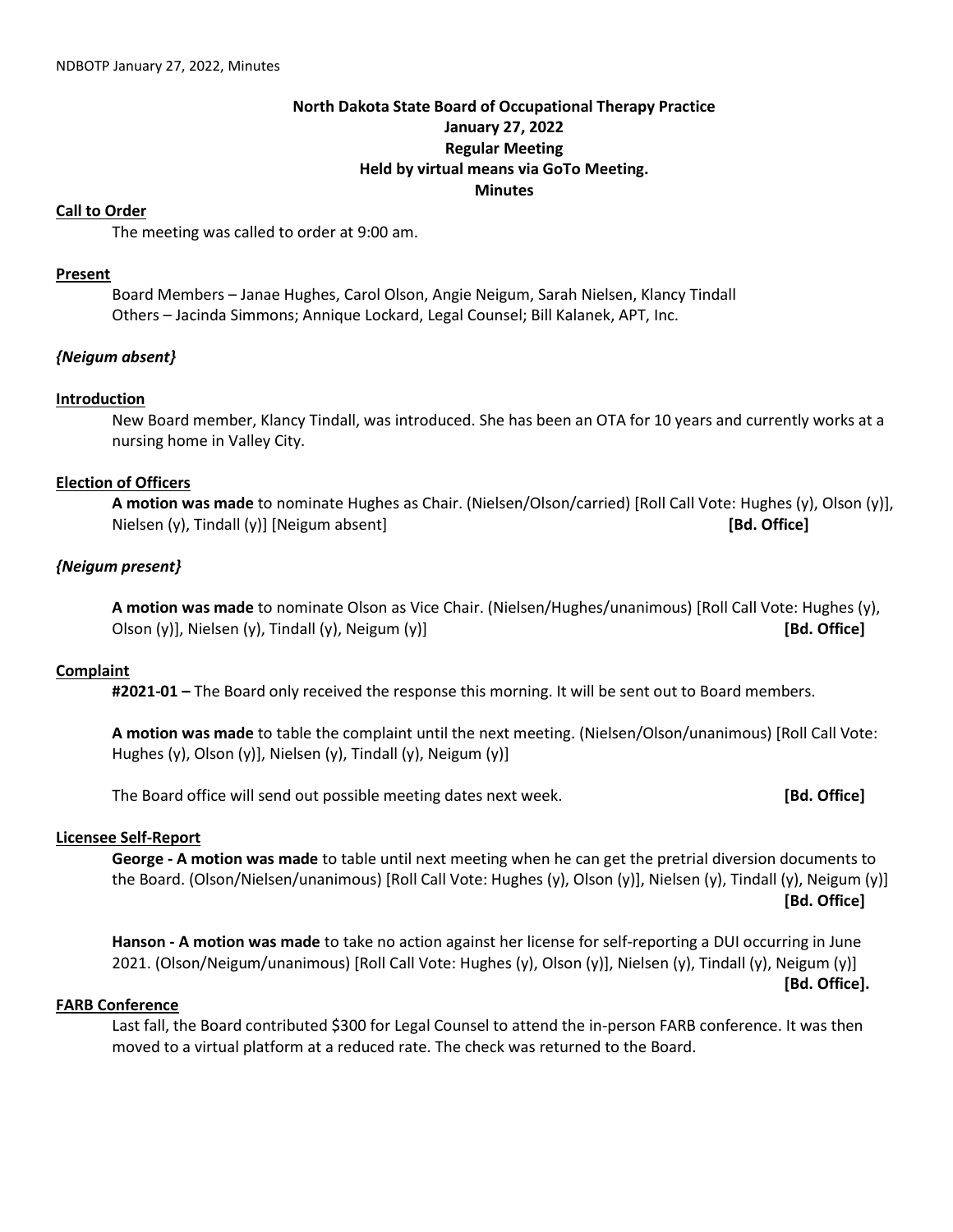**North Dakota State Board of Occupational Therapy Practice**
**January 27, 2022**
**Regular Meeting**
**Held by virtual means via GoTo Meeting.**
**Minutes**

**Call to Order**

The meeting was called to order at 9:00 am.

**Present**

Board Members – Janae Hughes, Carol Olson, Angie Neigum, Sarah Nielsen, Klancy Tindall
Others – Jacinda Simmons; Annique Lockard, Legal Counsel; Bill Kalanek, APT, Inc.

***{Neigum absent}***

**Introduction**

New Board member, Klancy Tindall, was introduced. She has been an OTA for 10 years and currently works at a nursing home in Valley City.

**Election of Officers**

**A motion was made** to nominate Hughes as Chair. (Nielsen/Olson/carried) [Roll Call Vote: Hughes (y), Olson (y)], Nielsen (y), Tindall (y)] [Neigum absent] **[Bd. Office]**

***{Neigum present}***

**A motion was made** to nominate Olson as Vice Chair. (Nielsen/Hughes/unanimous) [Roll Call Vote: Hughes (y), Olson (y)], Nielsen (y), Tindall (y), Neigum (y)] **[Bd. Office]**

**Complaint**

**#2021-01 –** The Board only received the response this morning. It will be sent out to Board members.

**A motion was made** to table the complaint until the next meeting. (Nielsen/Olson/unanimous) [Roll Call Vote: Hughes (y), Olson (y)], Nielsen (y), Tindall (y), Neigum (y)]

The Board office will send out possible meeting dates next week. **[Bd. Office]**

**Licensee Self-Report**

**George - A motion was made** to table until next meeting when he can get the pretrial diversion documents to the Board. (Olson/Nielsen/unanimous) [Roll Call Vote: Hughes (y), Olson (y)], Nielsen (y), Tindall (y), Neigum (y)] **[Bd. Office]**

**Hanson - A motion was made** to take no action against her license for self-reporting a DUI occurring in June 2021. (Olson/Neigum/unanimous) [Roll Call Vote: Hughes (y), Olson (y)], Nielsen (y), Tindall (y), Neigum (y)] **[Bd. Office].**

**FARB Conference**

Last fall, the Board contributed $300 for Legal Counsel to attend the in-person FARB conference. It was then moved to a virtual platform at a reduced rate. The check was returned to the Board.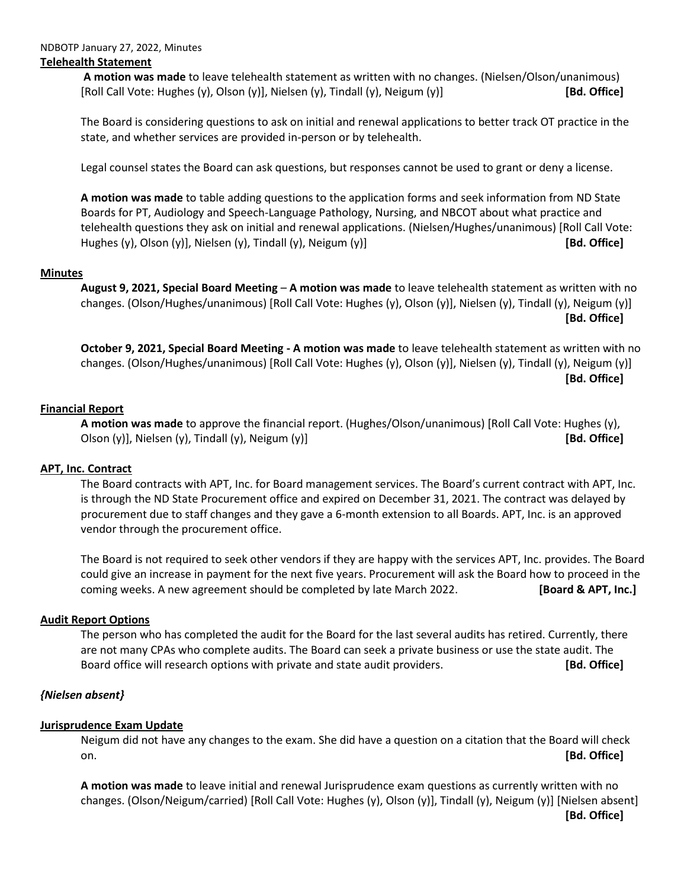**Telehealth Statement**

**A motion was made** to leave telehealth statement as written with no changes. (Nielsen/Olson/unanimous) [Roll Call Vote: Hughes (y), Olson (y)], Nielsen (y), Tindall (y), Neigum (y)] **[Bd. Office]**

The Board is considering questions to ask on initial and renewal applications to better track OT practice in the state, and whether services are provided in-person or by telehealth.

Legal counsel states the Board can ask questions, but responses cannot be used to grant or deny a license.

**A motion was made** to table adding questions to the application forms and seek information from ND State Boards for PT, Audiology and Speech-Language Pathology, Nursing, and NBCOT about what practice and telehealth questions they ask on initial and renewal applications. (Nielsen/Hughes/unanimous) [Roll Call Vote: Hughes (y), Olson (y)], Nielsen (y), Tindall (y), Neigum (y)] **[Bd. Office]**

**Minutes**

**August 9, 2021, Special Board Meeting** – **A motion was made** to leave telehealth statement as written with no changes. (Olson/Hughes/unanimous) [Roll Call Vote: Hughes (y), Olson (y)], Nielsen (y), Tindall (y), Neigum (y)] **[Bd. Office]**

**October 9, 2021, Special Board Meeting - A motion was made** to leave telehealth statement as written with no changes. (Olson/Hughes/unanimous) [Roll Call Vote: Hughes (y), Olson (y)], Nielsen (y), Tindall (y), Neigum (y)] **[Bd. Office]**

**Financial Report**

**A motion was made** to approve the financial report. (Hughes/Olson/unanimous) [Roll Call Vote: Hughes (y), Olson (y)], Nielsen (y), Tindall (y), Neigum (y)] **[Bd. Office]**

**APT, Inc. Contract**

The Board contracts with APT, Inc. for Board management services. The Board's current contract with APT, Inc. is through the ND State Procurement office and expired on December 31, 2021. The contract was delayed by procurement due to staff changes and they gave a 6-month extension to all Boards. APT, Inc. is an approved vendor through the procurement office.

The Board is not required to seek other vendors if they are happy with the services APT, Inc. provides. The Board could give an increase in payment for the next five years. Procurement will ask the Board how to proceed in the coming weeks. A new agreement should be completed by late March 2022. **[Board & APT, Inc.]**

**Audit Report Options**

The person who has completed the audit for the Board for the last several audits has retired. Currently, there are not many CPAs who complete audits. The Board can seek a private business or use the state audit. The Board office will research options with private and state audit providers. **[Bd. Office]**

***{Nielsen absent}***

**Jurisprudence Exam Update**

Neigum did not have any changes to the exam. She did have a question on a citation that the Board will check on. **[Bd. Office]**

**A motion was made** to leave initial and renewal Jurisprudence exam questions as currently written with no changes. (Olson/Neigum/carried) [Roll Call Vote: Hughes (y), Olson (y)], Tindall (y), Neigum (y)] [Nielsen absent] **[Bd. Office]**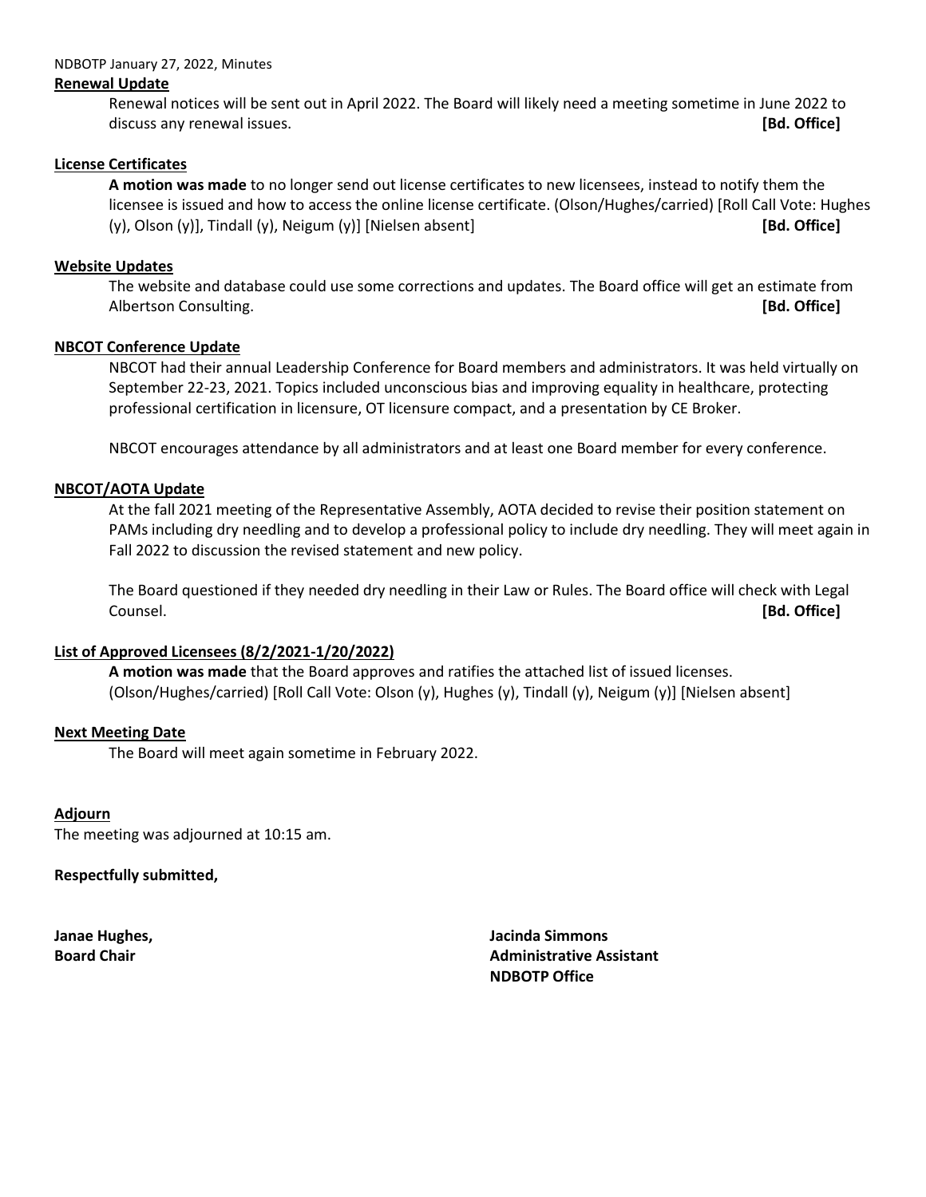**Renewal Update**

Renewal notices will be sent out in April 2022. The Board will likely need a meeting sometime in June 2022 to discuss any renewal issues. **[Bd. Office]**

**License Certificates**

**A motion was made** to no longer send out license certificates to new licensees, instead to notify them the licensee is issued and how to access the online license certificate. (Olson/Hughes/carried) [Roll Call Vote: Hughes (y), Olson (y)], Tindall (y), Neigum (y)] [Nielsen absent] **[Bd. Office]**

**Website Updates**

The website and database could use some corrections and updates. The Board office will get an estimate from Albertson Consulting. **[Bd. Office]**

**NBCOT Conference Update**

NBCOT had their annual Leadership Conference for Board members and administrators. It was held virtually on September 22-23, 2021. Topics included unconscious bias and improving equality in healthcare, protecting professional certification in licensure, OT licensure compact, and a presentation by CE Broker.

NBCOT encourages attendance by all administrators and at least one Board member for every conference.

**NBCOT/AOTA Update**

At the fall 2021 meeting of the Representative Assembly, AOTA decided to revise their position statement on PAMs including dry needling and to develop a professional policy to include dry needling. They will meet again in Fall 2022 to discussion the revised statement and new policy.

The Board questioned if they needed dry needling in their Law or Rules. The Board office will check with Legal Counsel. **[Bd. Office]**

**List of Approved Licensees (8/2/2021-1/20/2022)**

**A motion was made** that the Board approves and ratifies the attached list of issued licenses. (Olson/Hughes/carried) [Roll Call Vote: Olson (y), Hughes (y), Tindall (y), Neigum (y)] [Nielsen absent]

**Next Meeting Date**

The Board will meet again sometime in February 2022.

**Adjourn**

The meeting was adjourned at 10:15 am.

**Respectfully submitted,**

**Janae Hughes,**
**Board Chair**

**Jacinda Simmons**
**Administrative Assistant**
**NDBOTP Office**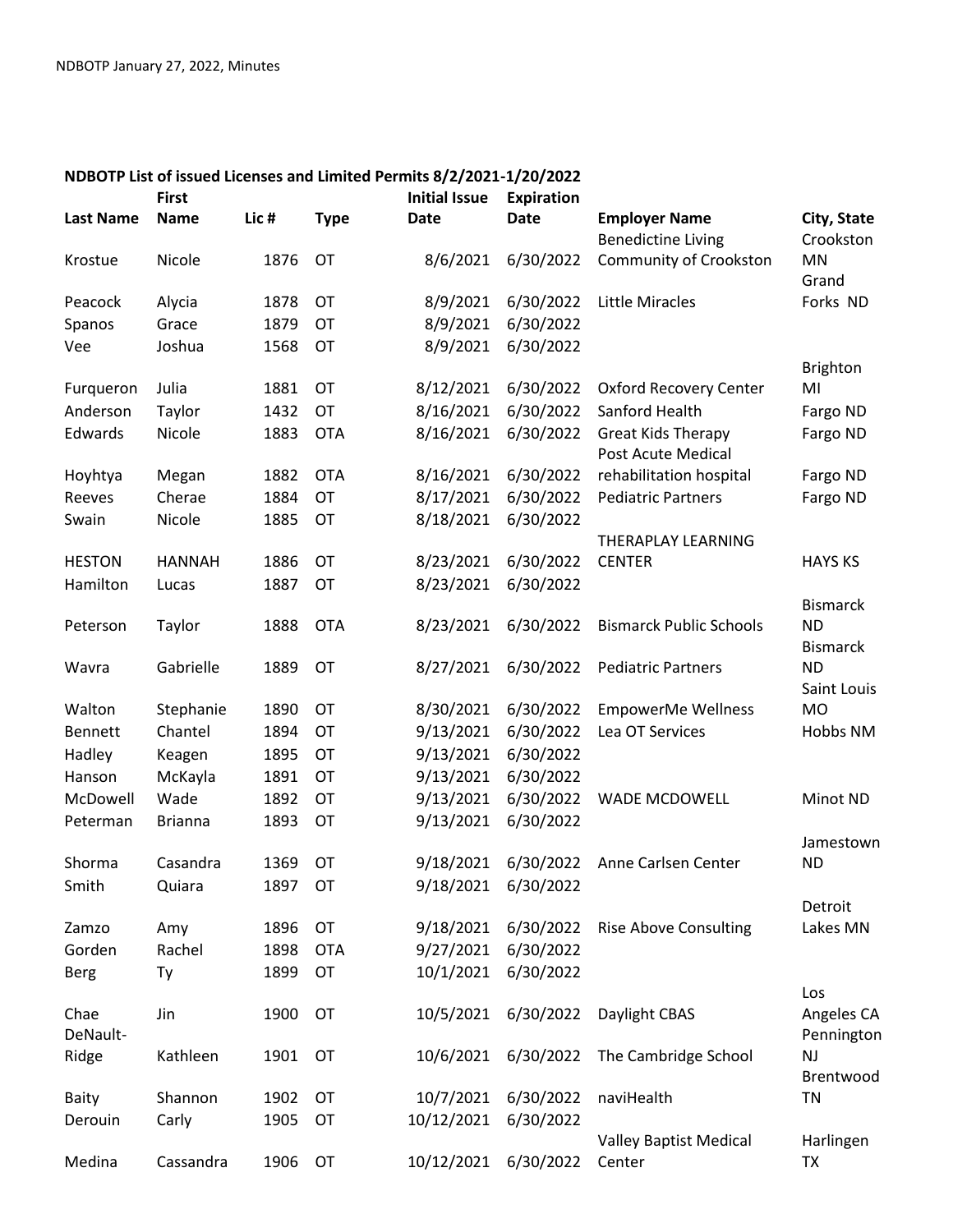**NDBOTP List of issued Licenses and Limited Permits 8/2/2021-1/20/2022**

| Last Name | First Name | Lic # | Type | Initial Issue Date | Expiration Date | Employer Name | City, State |
|---|---|---|---|---|---|---|---|
| Krostue | Nicole | 1876 | OT | 8/6/2021 | 6/30/2022 | Benedictine Living Community of Crookston | Crookston MN |
| Peacock | Alycia | 1878 | OT | 8/9/2021 | 6/30/2022 | Little Miracles | Grand Forks ND |
| Spanos | Grace | 1879 | OT | 8/9/2021 | 6/30/2022 | | |
| Vee | Joshua | 1568 | OT | 8/9/2021 | 6/30/2022 | | |
| Furqueron | Julia | 1881 | OT | 8/12/2021 | 6/30/2022 | Oxford Recovery Center | Brighton MI |
| Anderson | Taylor | 1432 | OT | 8/16/2021 | 6/30/2022 | Sanford Health | Fargo ND |
| Edwards | Nicole | 1883 | OTA | 8/16/2021 | 6/30/2022 | Great Kids Therapy | Fargo ND |
| Hoyhtya | Megan | 1882 | OTA | 8/16/2021 | 6/30/2022 | Post Acute Medical rehabilitation hospital | Fargo ND |
| Reeves | Cherae | 1884 | OT | 8/17/2021 | 6/30/2022 | Pediatric Partners | Fargo ND |
| Swain | Nicole | 1885 | OT | 8/18/2021 | 6/30/2022 | | |
| HESTON | HANNAH | 1886 | OT | 8/23/2021 | 6/30/2022 | THERAPLAY LEARNING CENTER | HAYS KS |
| Hamilton | Lucas | 1887 | OT | 8/23/2021 | 6/30/2022 | | |
| Peterson | Taylor | 1888 | OTA | 8/23/2021 | 6/30/2022 | Bismarck Public Schools | Bismarck ND |
| Wavra | Gabrielle | 1889 | OT | 8/27/2021 | 6/30/2022 | Pediatric Partners | Bismarck ND |
| Walton | Stephanie | 1890 | OT | 8/30/2021 | 6/30/2022 | EmpowerMe Wellness | Saint Louis MO |
| Bennett | Chantel | 1894 | OT | 9/13/2021 | 6/30/2022 | Lea OT Services | Hobbs NM |
| Hadley | Keagen | 1895 | OT | 9/13/2021 | 6/30/2022 | | |
| Hanson | McKayla | 1891 | OT | 9/13/2021 | 6/30/2022 | | |
| McDowell | Wade | 1892 | OT | 9/13/2021 | 6/30/2022 | WADE MCDOWELL | Minot ND |
| Peterman | Brianna | 1893 | OT | 9/13/2021 | 6/30/2022 | | |
| Shorma | Casandra | 1369 | OT | 9/18/2021 | 6/30/2022 | Anne Carlsen Center | Jamestown ND |
| Smith | Quiara | 1897 | OT | 9/18/2021 | 6/30/2022 | | |
| Zamzo | Amy | 1896 | OT | 9/18/2021 | 6/30/2022 | Rise Above Consulting | Detroit Lakes MN |
| Gorden | Rachel | 1898 | OTA | 9/27/2021 | 6/30/2022 | | |
| Berg | Ty | 1899 | OT | 10/1/2021 | 6/30/2022 | | |
| Chae | Jin | 1900 | OT | 10/5/2021 | 6/30/2022 | Daylight CBAS | Los Angeles CA |
| DeNault-Ridge | Kathleen | 1901 | OT | 10/6/2021 | 6/30/2022 | The Cambridge School | Pennington NJ |
| Baity | Shannon | 1902 | OT | 10/7/2021 | 6/30/2022 | naviHealth | Brentwood TN |
| Derouin | Carly | 1905 | OT | 10/12/2021 | 6/30/2022 | | |
| Medina | Cassandra | 1906 | OT | 10/12/2021 | 6/30/2022 | Valley Baptist Medical Center | Harlingen TX |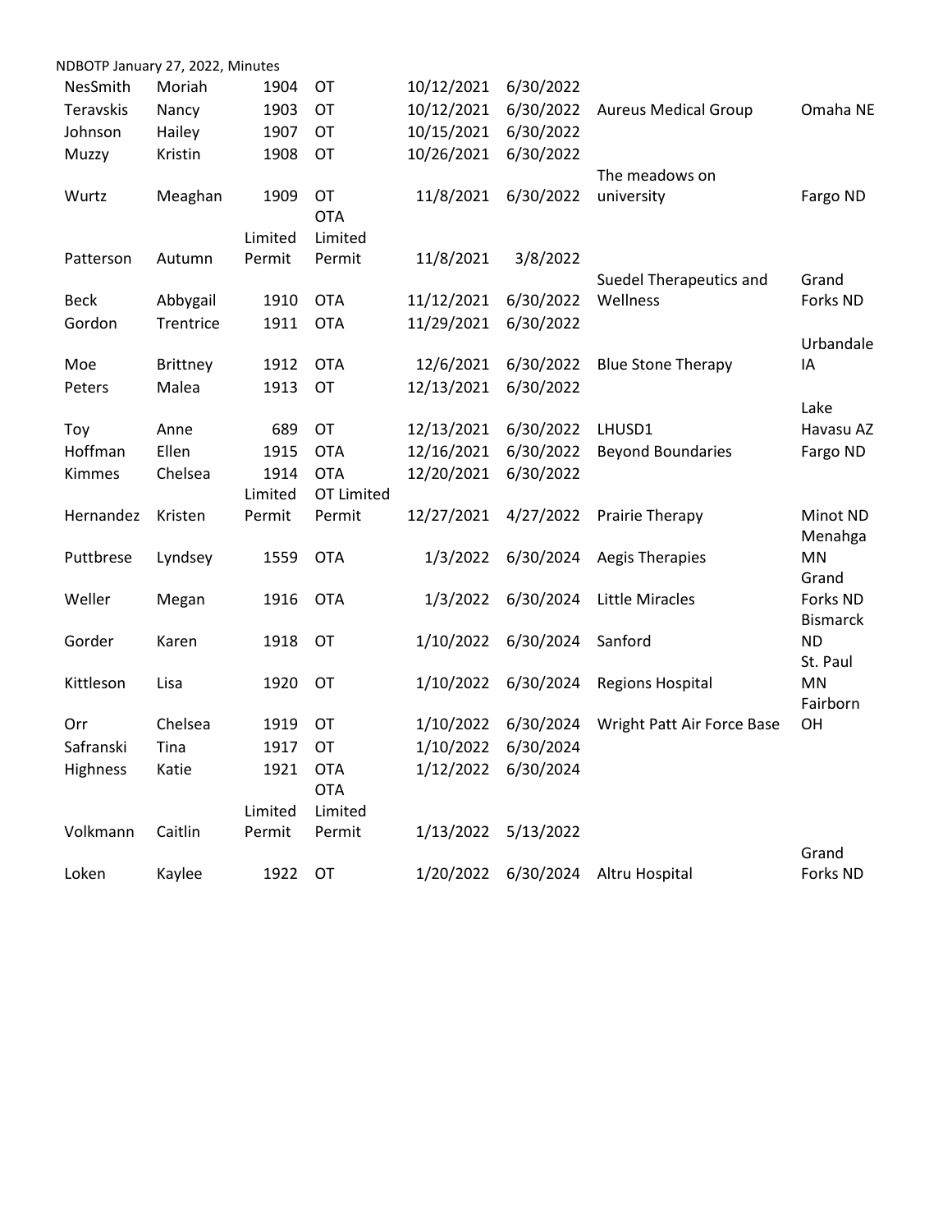| | | | | | | | |
|---|---|---|---|---|---|---|---|
| NesSmith | Moriah | 1904 | OT | 10/12/2021 | 6/30/2022 | | |
| Teravskis | Nancy | 1903 | OT | 10/12/2021 | 6/30/2022 | Aureus Medical Group | Omaha NE |
| Johnson | Hailey | 1907 | OT | 10/15/2021 | 6/30/2022 | | |
| Muzzy | Kristin | 1908 | OT | 10/26/2021 | 6/30/2022 | | |
| Wurtz | Meaghan | 1909 | OT | 11/8/2021 | 6/30/2022 | The meadows on university | Fargo ND |
| Patterson | Autumn | Limited Permit | OTA Limited Permit | 11/8/2021 | 3/8/2022 | | |
| Beck | Abbygail | 1910 | OTA | 11/12/2021 | 6/30/2022 | Suedel Therapeutics and Wellness | Grand Forks ND |
| Gordon | Trentrice | 1911 | OTA | 11/29/2021 | 6/30/2022 | | |
| Moe | Brittney | 1912 | OTA | 12/6/2021 | 6/30/2022 | Blue Stone Therapy | Urbandale IA |
| Peters | Malea | 1913 | OT | 12/13/2021 | 6/30/2022 | | |
| Toy | Anne | 689 | OT | 12/13/2021 | 6/30/2022 | LHUSD1 | Lake Havasu AZ |
| Hoffman | Ellen | 1915 | OTA | 12/16/2021 | 6/30/2022 | Beyond Boundaries | Fargo ND |
| Kimmes | Chelsea | 1914 | OTA | 12/20/2021 | 6/30/2022 | | |
| Hernandez | Kristen | Limited Permit | OT Limited Permit | 12/27/2021 | 4/27/2022 | Prairie Therapy | Minot ND |
| Puttbrese | Lyndsey | 1559 | OTA | 1/3/2022 | 6/30/2024 | Aegis Therapies | Menahga MN |
| Weller | Megan | 1916 | OTA | 1/3/2022 | 6/30/2024 | Little Miracles | Grand Forks ND |
| Gorder | Karen | 1918 | OT | 1/10/2022 | 6/30/2024 | Sanford | Bismarck ND |
| Kittleson | Lisa | 1920 | OT | 1/10/2022 | 6/30/2024 | Regions Hospital | St. Paul MN |
| Orr | Chelsea | 1919 | OT | 1/10/2022 | 6/30/2024 | Wright Patt Air Force Base | Fairborn OH |
| Safranski | Tina | 1917 | OT | 1/10/2022 | 6/30/2024 | | |
| Highness | Katie | 1921 | OTA | 1/12/2022 | 6/30/2024 | | |
| Volkmann | Caitlin | Limited Permit | OTA Limited Permit | 1/13/2022 | 5/13/2022 | | |
| Loken | Kaylee | 1922 | OT | 1/20/2022 | 6/30/2024 | Altru Hospital | Grand Forks ND |